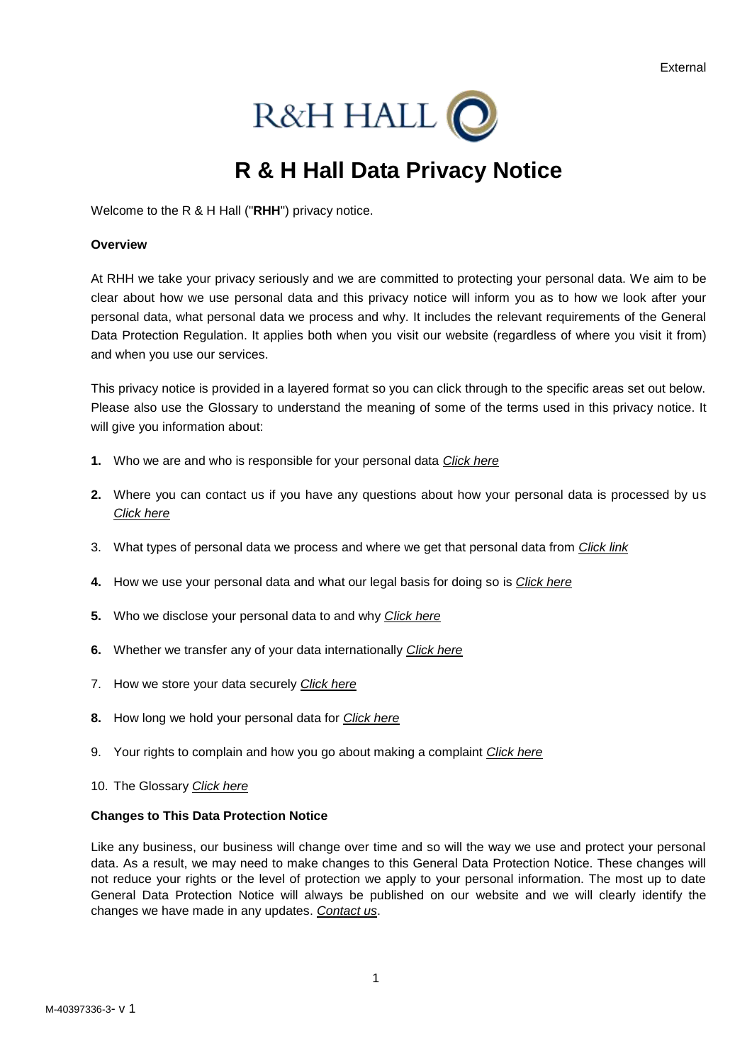External

# R & H Hall Data Privacy Notice

Welcome to the R & H Hall ("**RHH**") privacy notice.

**Overview**

At RHH we take your privacy seriously and we are committed to protecting your personal data. We aim to be clear about how we use personal data and this privacy notice will inform you as to how we look after your personal data, what personal data we process and why. It includes the relevant requirements of the General Data Protection Regulation. It applies both when you visit our website (regardless of where you visit it from) and when you use our services.

This privacy notice is provided in a layered format so you can click through to the specific areas set out below. Please also use the Glossary to understand the meaning of some of the terms used in this privacy notice. It will give you information about:

1. Who we are and who is responsible for your personal data *Click here*
2. Where you can contact us if you have any questions about how your personal data is processed by us *Click here*
3. What types of personal data we process and where we get that personal data from *Click link*
4. How we use your personal data and what our legal basis for doing so is *Click here*
5. Who we disclose your personal data to and why *Click here*
6. Whether we transfer any of your data internationally *Click here*
7. How we store your data securely *Click here*
8. How long we hold your personal data for *Click here*
9. Your rights to complain and how you go about making a complaint *Click here*
10. The Glossary *Click here*

**Changes to This Data Protection Notice**

Like any business, our business will change over time and so will the way we use and protect your personal data. As a result, we may need to make changes to this General Data Protection Notice. These changes will not reduce your rights or the level of protection we apply to your personal information. The most up to date General Data Protection Notice will always be published on our website and we will clearly identify the changes we have made in any updates. *Contact us*.

M-40397336-3- v 1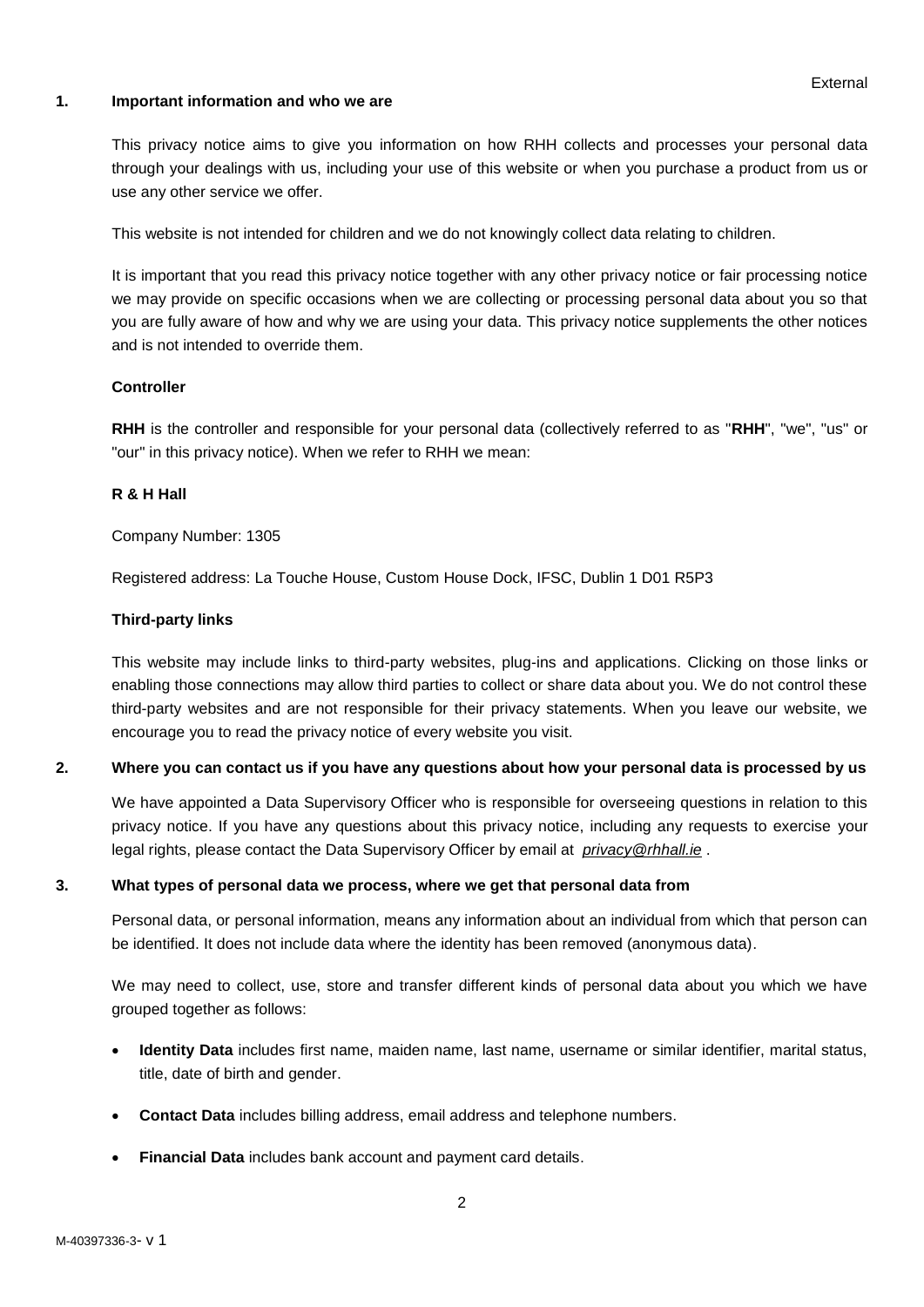## 1. Important information and who we are

This privacy notice aims to give you information on how RHH collects and processes your personal data through your dealings with us, including your use of this website or when you purchase a product from us or use any other service we offer.

This website is not intended for children and we do not knowingly collect data relating to children.

It is important that you read this privacy notice together with any other privacy notice or fair processing notice we may provide on specific occasions when we are collecting or processing personal data about you so that you are fully aware of how and why we are using your data. This privacy notice supplements the other notices and is not intended to override them.

### Controller

**RHH** is the controller and responsible for your personal data (collectively referred to as "**RHH**", "we", "us" or "our" in this privacy notice). When we refer to RHH we mean:

**R & H Hall**

Company Number: 1305

Registered address: La Touche House, Custom House Dock, IFSC, Dublin 1 D01 R5P3

### Third-party links

This website may include links to third-party websites, plug-ins and applications. Clicking on those links or enabling those connections may allow third parties to collect or share data about you. We do not control these third-party websites and are not responsible for their privacy statements. When you leave our website, we encourage you to read the privacy notice of every website you visit.

## 2. Where you can contact us if you have any questions about how your personal data is processed by us

We have appointed a Data Supervisory Officer who is responsible for overseeing questions in relation to this privacy notice. If you have any questions about this privacy notice, including any requests to exercise your legal rights, please contact the Data Supervisory Officer by email at *privacy@rhhall.ie* .

## 3. What types of personal data we process, where we get that personal data from

Personal data, or personal information, means any information about an individual from which that person can be identified. It does not include data where the identity has been removed (anonymous data).

We may need to collect, use, store and transfer different kinds of personal data about you which we have grouped together as follows:

- **Identity Data** includes first name, maiden name, last name, username or similar identifier, marital status, title, date of birth and gender.
- **Contact Data** includes billing address, email address and telephone numbers.
- **Financial Data** includes bank account and payment card details.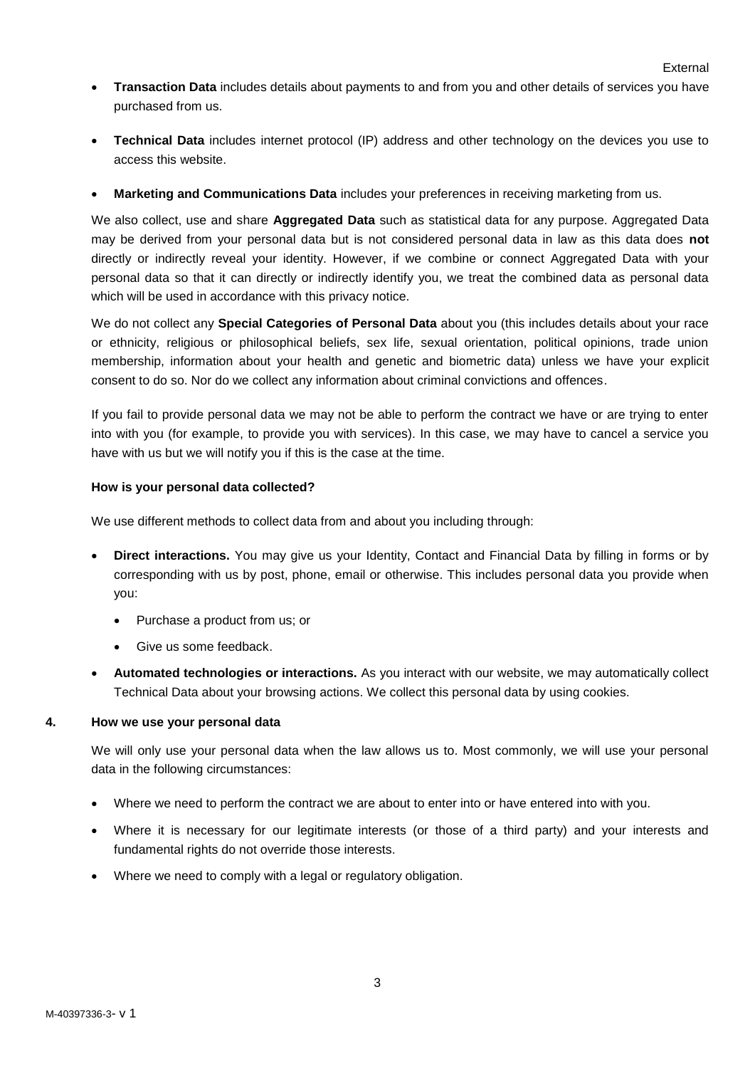- **Transaction Data** includes details about payments to and from you and other details of services you have purchased from us.

- **Technical Data** includes internet protocol (IP) address and other technology on the devices you use to access this website.

- **Marketing and Communications Data** includes your preferences in receiving marketing from us.

We also collect, use and share **Aggregated Data** such as statistical data for any purpose. Aggregated Data may be derived from your personal data but is not considered personal data in law as this data does **not** directly or indirectly reveal your identity. However, if we combine or connect Aggregated Data with your personal data so that it can directly or indirectly identify you, we treat the combined data as personal data which will be used in accordance with this privacy notice.

We do not collect any **Special Categories of Personal Data** about you (this includes details about your race or ethnicity, religious or philosophical beliefs, sex life, sexual orientation, political opinions, trade union membership, information about your health and genetic and biometric data) unless we have your explicit consent to do so. Nor do we collect any information about criminal convictions and offences.

If you fail to provide personal data we may not be able to perform the contract we have or are trying to enter into with you (for example, to provide you with services). In this case, we may have to cancel a service you have with us but we will notify you if this is the case at the time.

**How is your personal data collected?**

We use different methods to collect data from and about you including through:

- **Direct interactions.** You may give us your Identity, Contact and Financial Data by filling in forms or by corresponding with us by post, phone, email or otherwise. This includes personal data you provide when you:
  - Purchase a product from us; or
  - Give us some feedback.
- **Automated technologies or interactions.** As you interact with our website, we may automatically collect Technical Data about your browsing actions. We collect this personal data by using cookies.

## 4. How we use your personal data

We will only use your personal data when the law allows us to. Most commonly, we will use your personal data in the following circumstances:

- Where we need to perform the contract we are about to enter into or have entered into with you.
- Where it is necessary for our legitimate interests (or those of a third party) and your interests and fundamental rights do not override those interests.
- Where we need to comply with a legal or regulatory obligation.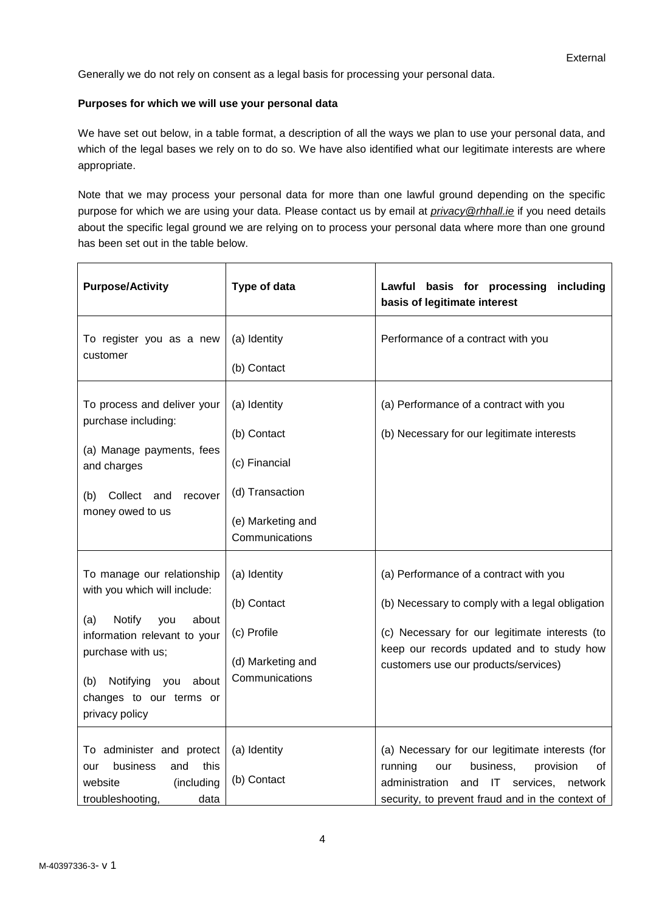Generally we do not rely on consent as a legal basis for processing your personal data.

**Purposes for which we will use your personal data**

We have set out below, in a table format, a description of all the ways we plan to use your personal data, and which of the legal bases we rely on to do so. We have also identified what our legitimate interests are where appropriate.

Note that we may process your personal data for more than one lawful ground depending on the specific purpose for which we are using your data. Please contact us by email at *privacy@rhhall.ie* if you need details about the specific legal ground we are relying on to process your personal data where more than one ground has been set out in the table below.

| **Purpose/Activity** | **Type of data** | **Lawful basis for processing including basis of legitimate interest** |
|---|---|---|
| To register you as a new customer | (a) Identity<br>(b) Contact | Performance of a contract with you |
| To process and deliver your purchase including:<br>(a) Manage payments, fees and charges<br>(b) Collect and recover money owed to us | (a) Identity<br>(b) Contact<br>(c) Financial<br>(d) Transaction<br>(e) Marketing and Communications | (a) Performance of a contract with you<br>(b) Necessary for our legitimate interests |
| To manage our relationship with you which will include:<br>(a) Notify you about information relevant to your purchase with us;<br>(b) Notifying you about changes to our terms or privacy policy | (a) Identity<br>(b) Contact<br>(c) Profile<br>(d) Marketing and Communications | (a) Performance of a contract with you<br>(b) Necessary to comply with a legal obligation<br>(c) Necessary for our legitimate interests (to keep our records updated and to study how customers use our products/services) |
| To administer and protect our business and this website (including troubleshooting, data | (a) Identity<br>(b) Contact | (a) Necessary for our legitimate interests (for running our business, provision of administration and IT services, network security, to prevent fraud and in the context of |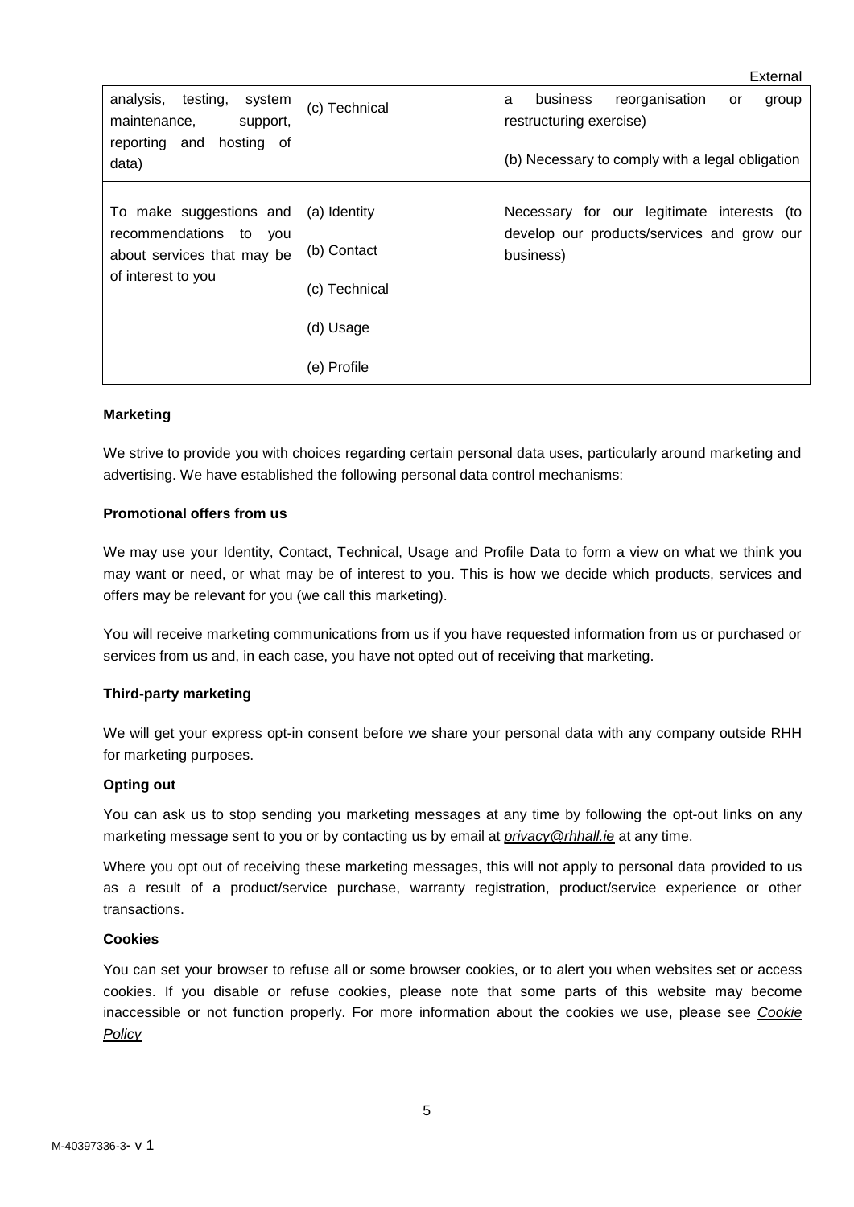| analysis, testing, system maintenance, support, reporting and hosting of data) | (c) Technical | a business reorganisation or group restructuring exercise)<br><br>(b) Necessary to comply with a legal obligation |
|---|---|---|
| To make suggestions and recommendations to you about services that may be of interest to you | (a) Identity<br><br>(b) Contact<br><br>(c) Technical<br><br>(d) Usage<br><br>(e) Profile | Necessary for our legitimate interests (to develop our products/services and grow our business) |

**Marketing**

We strive to provide you with choices regarding certain personal data uses, particularly around marketing and advertising. We have established the following personal data control mechanisms:

**Promotional offers from us**

We may use your Identity, Contact, Technical, Usage and Profile Data to form a view on what we think you may want or need, or what may be of interest to you. This is how we decide which products, services and offers may be relevant for you (we call this marketing).

You will receive marketing communications from us if you have requested information from us or purchased or services from us and, in each case, you have not opted out of receiving that marketing.

**Third-party marketing**

We will get your express opt-in consent before we share your personal data with any company outside RHH for marketing purposes.

**Opting out**

You can ask us to stop sending you marketing messages at any time by following the opt-out links on any marketing message sent to you or by contacting us by email at *privacy@rhhall.ie* at any time.

Where you opt out of receiving these marketing messages, this will not apply to personal data provided to us as a result of a product/service purchase, warranty registration, product/service experience or other transactions.

**Cookies**

You can set your browser to refuse all or some browser cookies, or to alert you when websites set or access cookies. If you disable or refuse cookies, please note that some parts of this website may become inaccessible or not function properly. For more information about the cookies we use, please see *Cookie Policy*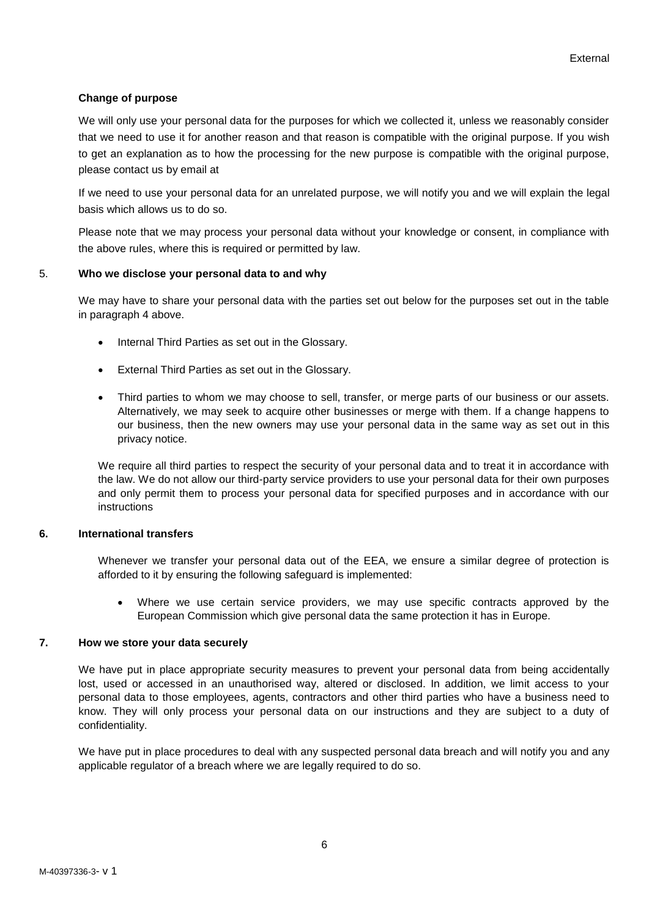**Change of purpose**

We will only use your personal data for the purposes for which we collected it, unless we reasonably consider that we need to use it for another reason and that reason is compatible with the original purpose. If you wish to get an explanation as to how the processing for the new purpose is compatible with the original purpose, please contact us by email at

If we need to use your personal data for an unrelated purpose, we will notify you and we will explain the legal basis which allows us to do so.

Please note that we may process your personal data without your knowledge or consent, in compliance with the above rules, where this is required or permitted by law.

## 5. Who we disclose your personal data to and why

We may have to share your personal data with the parties set out below for the purposes set out in the table in paragraph 4 above.

- Internal Third Parties as set out in the Glossary.
- External Third Parties as set out in the Glossary.
- Third parties to whom we may choose to sell, transfer, or merge parts of our business or our assets. Alternatively, we may seek to acquire other businesses or merge with them. If a change happens to our business, then the new owners may use your personal data in the same way as set out in this privacy notice.

We require all third parties to respect the security of your personal data and to treat it in accordance with the law. We do not allow our third-party service providers to use your personal data for their own purposes and only permit them to process your personal data for specified purposes and in accordance with our instructions

## 6. International transfers

Whenever we transfer your personal data out of the EEA, we ensure a similar degree of protection is afforded to it by ensuring the following safeguard is implemented:

- Where we use certain service providers, we may use specific contracts approved by the European Commission which give personal data the same protection it has in Europe.

## 7. How we store your data securely

We have put in place appropriate security measures to prevent your personal data from being accidentally lost, used or accessed in an unauthorised way, altered or disclosed. In addition, we limit access to your personal data to those employees, agents, contractors and other third parties who have a business need to know. They will only process your personal data on our instructions and they are subject to a duty of confidentiality.

We have put in place procedures to deal with any suspected personal data breach and will notify you and any applicable regulator of a breach where we are legally required to do so.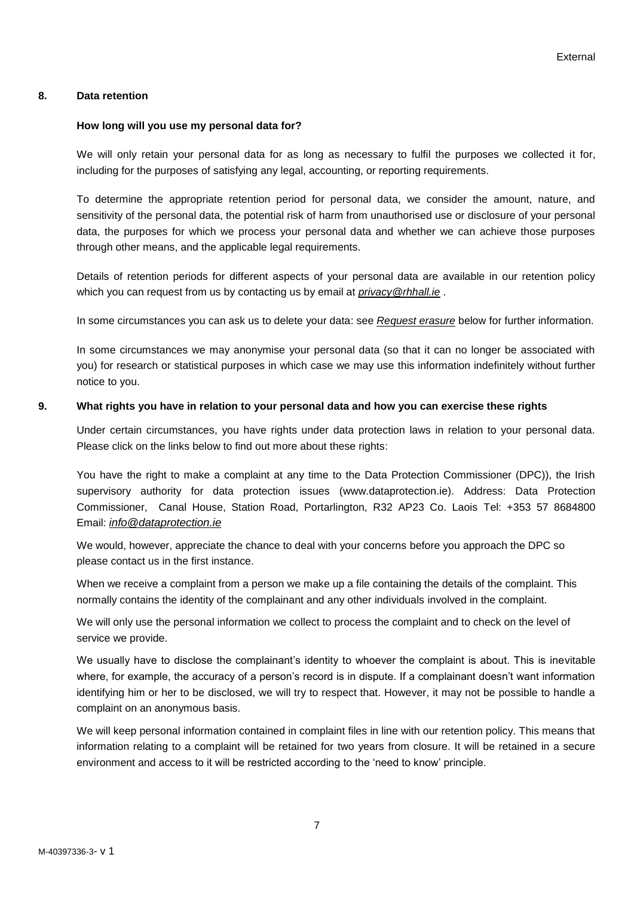## 8. Data retention

### How long will you use my personal data for?

We will only retain your personal data for as long as necessary to fulfil the purposes we collected it for, including for the purposes of satisfying any legal, accounting, or reporting requirements.

To determine the appropriate retention period for personal data, we consider the amount, nature, and sensitivity of the personal data, the potential risk of harm from unauthorised use or disclosure of your personal data, the purposes for which we process your personal data and whether we can achieve those purposes through other means, and the applicable legal requirements.

Details of retention periods for different aspects of your personal data are available in our retention policy which you can request from us by contacting us by email at *privacy@rhhall.ie* .

In some circumstances you can ask us to delete your data: see *Request erasure* below for further information.

In some circumstances we may anonymise your personal data (so that it can no longer be associated with you) for research or statistical purposes in which case we may use this information indefinitely without further notice to you.

## 9. What rights you have in relation to your personal data and how you can exercise these rights

Under certain circumstances, you have rights under data protection laws in relation to your personal data. Please click on the links below to find out more about these rights:

You have the right to make a complaint at any time to the Data Protection Commissioner (DPC)), the Irish supervisory authority for data protection issues (www.dataprotection.ie). Address: Data Protection Commissioner, Canal House, Station Road, Portarlington, R32 AP23 Co. Laois Tel: +353 57 8684800 Email: *info@dataprotection.ie*

We would, however, appreciate the chance to deal with your concerns before you approach the DPC so please contact us in the first instance.

When we receive a complaint from a person we make up a file containing the details of the complaint. This normally contains the identity of the complainant and any other individuals involved in the complaint.

We will only use the personal information we collect to process the complaint and to check on the level of service we provide.

We usually have to disclose the complainant's identity to whoever the complaint is about. This is inevitable where, for example, the accuracy of a person's record is in dispute. If a complainant doesn't want information identifying him or her to be disclosed, we will try to respect that. However, it may not be possible to handle a complaint on an anonymous basis.

We will keep personal information contained in complaint files in line with our retention policy. This means that information relating to a complaint will be retained for two years from closure. It will be retained in a secure environment and access to it will be restricted according to the 'need to know' principle.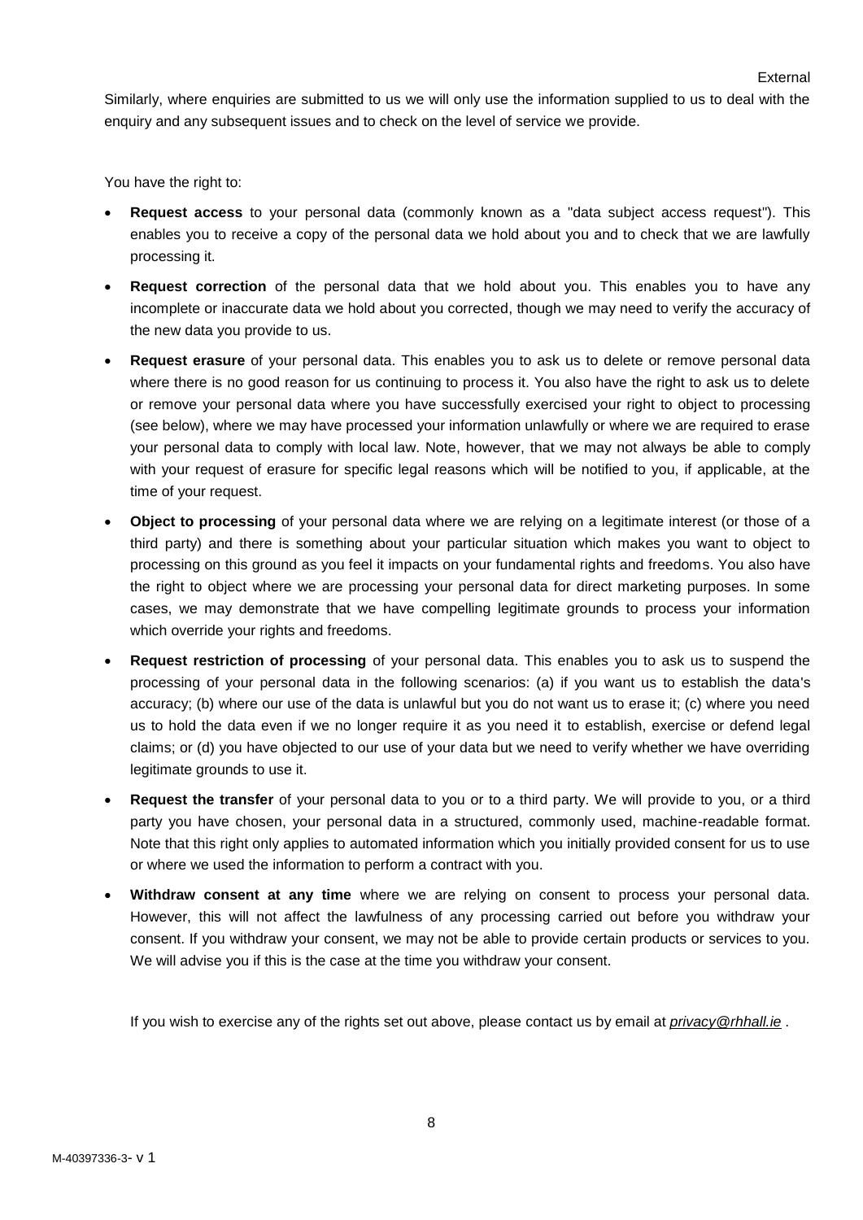Similarly, where enquiries are submitted to us we will only use the information supplied to us to deal with the enquiry and any subsequent issues and to check on the level of service we provide.

You have the right to:

- **Request access** to your personal data (commonly known as a "data subject access request"). This enables you to receive a copy of the personal data we hold about you and to check that we are lawfully processing it.
- **Request correction** of the personal data that we hold about you. This enables you to have any incomplete or inaccurate data we hold about you corrected, though we may need to verify the accuracy of the new data you provide to us.
- **Request erasure** of your personal data. This enables you to ask us to delete or remove personal data where there is no good reason for us continuing to process it. You also have the right to ask us to delete or remove your personal data where you have successfully exercised your right to object to processing (see below), where we may have processed your information unlawfully or where we are required to erase your personal data to comply with local law. Note, however, that we may not always be able to comply with your request of erasure for specific legal reasons which will be notified to you, if applicable, at the time of your request.
- **Object to processing** of your personal data where we are relying on a legitimate interest (or those of a third party) and there is something about your particular situation which makes you want to object to processing on this ground as you feel it impacts on your fundamental rights and freedoms. You also have the right to object where we are processing your personal data for direct marketing purposes. In some cases, we may demonstrate that we have compelling legitimate grounds to process your information which override your rights and freedoms.
- **Request restriction of processing** of your personal data. This enables you to ask us to suspend the processing of your personal data in the following scenarios: (a) if you want us to establish the data's accuracy; (b) where our use of the data is unlawful but you do not want us to erase it; (c) where you need us to hold the data even if we no longer require it as you need it to establish, exercise or defend legal claims; or (d) you have objected to our use of your data but we need to verify whether we have overriding legitimate grounds to use it.
- **Request the transfer** of your personal data to you or to a third party. We will provide to you, or a third party you have chosen, your personal data in a structured, commonly used, machine-readable format. Note that this right only applies to automated information which you initially provided consent for us to use or where we used the information to perform a contract with you.
- **Withdraw consent at any time** where we are relying on consent to process your personal data. However, this will not affect the lawfulness of any processing carried out before you withdraw your consent. If you withdraw your consent, we may not be able to provide certain products or services to you. We will advise you if this is the case at the time you withdraw your consent.

If you wish to exercise any of the rights set out above, please contact us by email at *privacy@rhhall.ie* .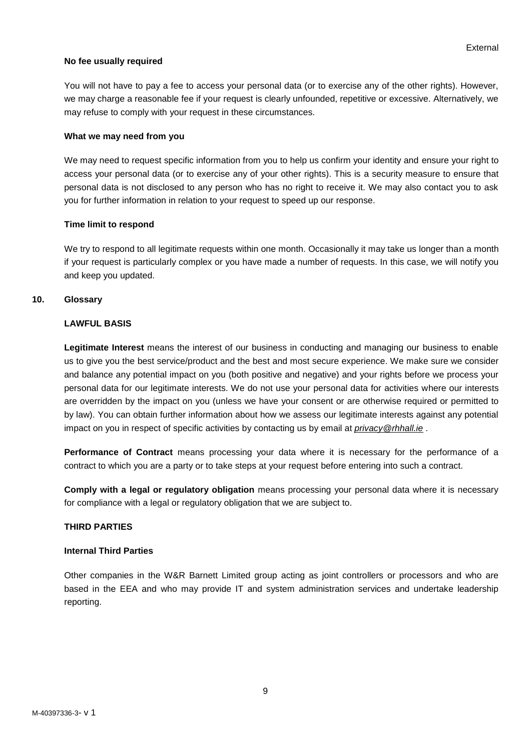**No fee usually required**

You will not have to pay a fee to access your personal data (or to exercise any of the other rights). However, we may charge a reasonable fee if your request is clearly unfounded, repetitive or excessive. Alternatively, we may refuse to comply with your request in these circumstances.

**What we may need from you**

We may need to request specific information from you to help us confirm your identity and ensure your right to access your personal data (or to exercise any of your other rights). This is a security measure to ensure that personal data is not disclosed to any person who has no right to receive it. We may also contact you to ask you for further information in relation to your request to speed up our response.

**Time limit to respond**

We try to respond to all legitimate requests within one month. Occasionally it may take us longer than a month if your request is particularly complex or you have made a number of requests. In this case, we will notify you and keep you updated.

## 10. Glossary

### LAWFUL BASIS

**Legitimate Interest** means the interest of our business in conducting and managing our business to enable us to give you the best service/product and the best and most secure experience. We make sure we consider and balance any potential impact on you (both positive and negative) and your rights before we process your personal data for our legitimate interests. We do not use your personal data for activities where our interests are overridden by the impact on you (unless we have your consent or are otherwise required or permitted to by law). You can obtain further information about how we assess our legitimate interests against any potential impact on you in respect of specific activities by contacting us by email at *privacy@rhhall.ie* .

**Performance of Contract** means processing your data where it is necessary for the performance of a contract to which you are a party or to take steps at your request before entering into such a contract.

**Comply with a legal or regulatory obligation** means processing your personal data where it is necessary for compliance with a legal or regulatory obligation that we are subject to.

### THIRD PARTIES

**Internal Third Parties**

Other companies in the W&R Barnett Limited group acting as joint controllers or processors and who are based in the EEA and who may provide IT and system administration services and undertake leadership reporting.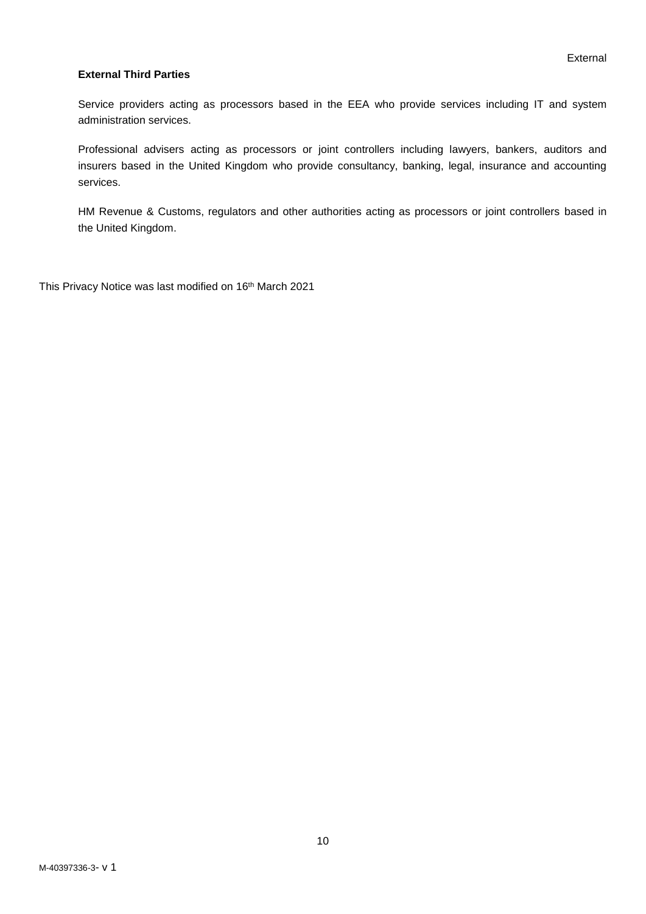**External Third Parties**

Service providers acting as processors based in the EEA who provide services including IT and system administration services.

Professional advisers acting as processors or joint controllers including lawyers, bankers, auditors and insurers based in the United Kingdom who provide consultancy, banking, legal, insurance and accounting services.

HM Revenue & Customs, regulators and other authorities acting as processors or joint controllers based in the United Kingdom.

This Privacy Notice was last modified on 16th March 2021